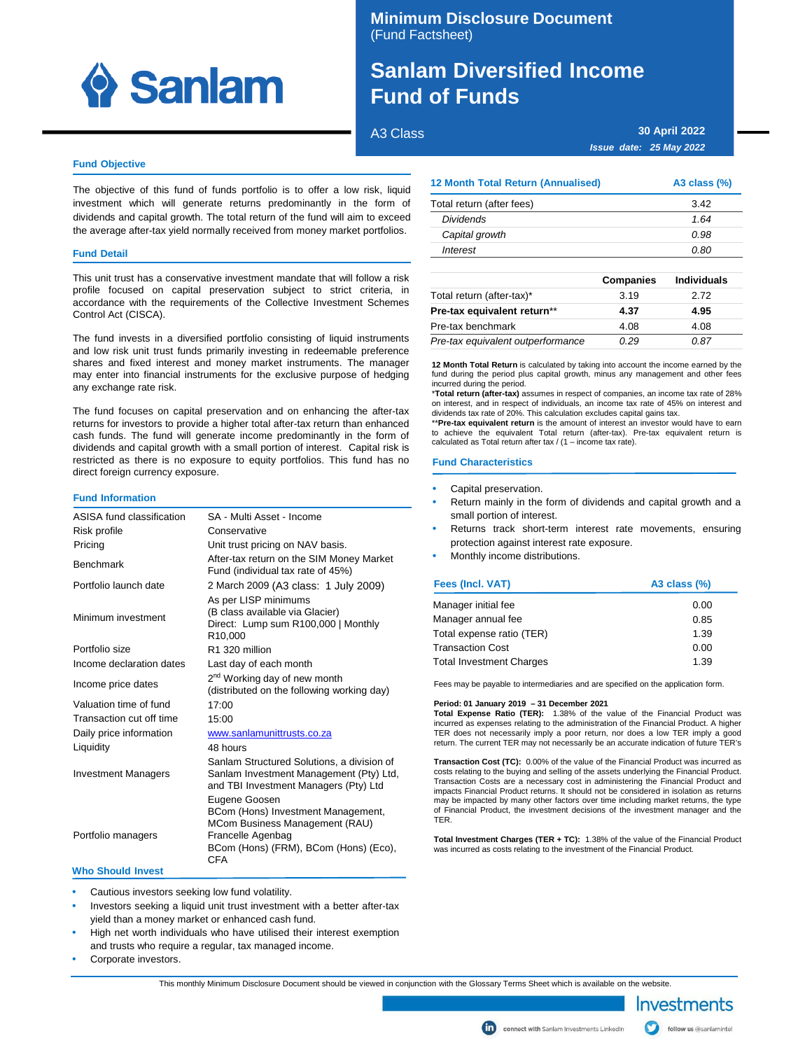# Minimum Disclosure Document
(Fund Factsheet)

# Sanlam Diversified Income Fund of Funds

A3 Class

**30 April 2022**

***Issue date: 25 May 2022***

## Fund Objective

The objective of this fund of funds portfolio is to offer a low risk, liquid investment which will generate returns predominantly in the form of dividends and capital growth. The total return of the fund will aim to exceed the average after-tax yield normally received from money market portfolios.

## Fund Detail

This unit trust has a conservative investment mandate that will follow a risk profile focused on capital preservation subject to strict criteria, in accordance with the requirements of the Collective Investment Schemes Control Act (CISCA).

The fund invests in a diversified portfolio consisting of liquid instruments and low risk unit trust funds primarily investing in redeemable preference shares and fixed interest and money market instruments. The manager may enter into financial instruments for the exclusive purpose of hedging any exchange rate risk.

The fund focuses on capital preservation and on enhancing the after-tax returns for investors to provide a higher total after-tax return than enhanced cash funds. The fund will generate income predominantly in the form of dividends and capital growth with a small portion of interest. Capital risk is restricted as there is no exposure to equity portfolios. This fund has no direct foreign currency exposure.

## Fund Information

| | |
|---|---|
| ASISA fund classification | SA - Multi Asset - Income |
| Risk profile | Conservative |
| Pricing | Unit trust pricing on NAV basis. |
| Benchmark | After-tax return on the SIM Money Market Fund (individual tax rate of 45%) |
| Portfolio launch date | 2 March 2009 (A3 class: 1 July 2009) |
| Minimum investment | As per LISP minimums (B class available via Glacier) Direct: Lump sum R100,000 \| Monthly R10,000 |
| Portfolio size | R1 320 million |
| Income declaration dates | Last day of each month |
| Income price dates | 2nd Working day of new month (distributed on the following working day) |
| Valuation time of fund | 17:00 |
| Transaction cut off time | 15:00 |
| Daily price information | www.sanlamunittrusts.co.za |
| Liquidity | 48 hours |
| Investment Managers | Sanlam Structured Solutions, a division of Sanlam Investment Management (Pty) Ltd, and TBI Investment Managers (Pty) Ltd |
| Portfolio managers | Eugene Goosen BCom (Hons) Investment Management, MCom Business Management (RAU) Francelle Agenbag BCom (Hons) (FRM), BCom (Hons) (Eco), CFA |

## Who Should Invest

- Cautious investors seeking low fund volatility.
- Investors seeking a liquid unit trust investment with a better after-tax yield than a money market or enhanced cash fund.
- High net worth individuals who have utilised their interest exemption and trusts who require a regular, tax managed income.
- Corporate investors.

## 12 Month Total Return (Annualised)

| | A3 class (%) |
|---|---|
| Total return (after fees) | 3.42 |
| *Dividends* | *1.64* |
| *Capital growth* | *0.98* |
| *Interest* | *0.80* |

| | Companies | Individuals |
|---|---|---|
| Total return (after-tax)* | 3.19 | 2.72 |
| **Pre-tax equivalent return**** | **4.37** | **4.95** |
| Pre-tax benchmark | 4.08 | 4.08 |
| *Pre-tax equivalent outperformance* | *0.29* | *0.87* |

**12 Month Total Return** is calculated by taking into account the income earned by the fund during the period plus capital growth, minus any management and other fees incurred during the period.

***Total return (after-tax)** assumes in respect of companies, an income tax rate of 28% on interest, and in respect of individuals, an income tax rate of 45% on interest and dividends tax rate of 20%. This calculation excludes capital gains tax.

****Pre-tax equivalent return** is the amount of interest an investor would have to earn to achieve the equivalent Total return (after-tax). Pre-tax equivalent return is calculated as Total return after tax / (1 – income tax rate).

## Fund Characteristics

- Capital preservation.
- Return mainly in the form of dividends and capital growth and a small portion of interest.
- Returns track short-term interest rate movements, ensuring protection against interest rate exposure.
- Monthly income distributions.

## Fees (Incl. VAT)

| | A3 class (%) |
|---|---|
| Manager initial fee | 0.00 |
| Manager annual fee | 0.85 |
| Total expense ratio (TER) | 1.39 |
| Transaction Cost | 0.00 |
| Total Investment Charges | 1.39 |

Fees may be payable to intermediaries and are specified on the application form.

**Period: 01 January 2019 – 31 December 2021**
**Total Expense Ratio (TER):** 1.38% of the value of the Financial Product was incurred as expenses relating to the administration of the Financial Product. A higher TER does not necessarily imply a poor return, nor does a low TER imply a good return. The current TER may not necessarily be an accurate indication of future TER's

**Transaction Cost (TC):** 0.00% of the value of the Financial Product was incurred as costs relating to the buying and selling of the assets underlying the Financial Product. Transaction Costs are a necessary cost in administering the Financial Product and impacts Financial Product returns. It should not be considered in isolation as returns may be impacted by many other factors over time including market returns, the type of Financial Product, the investment decisions of the investment manager and the TER.

**Total Investment Charges (TER + TC):** 1.38% of the value of the Financial Product was incurred as costs relating to the investment of the Financial Product.

This monthly Minimum Disclosure Document should be viewed in conjunction with the Glossary Terms Sheet which is available on the website.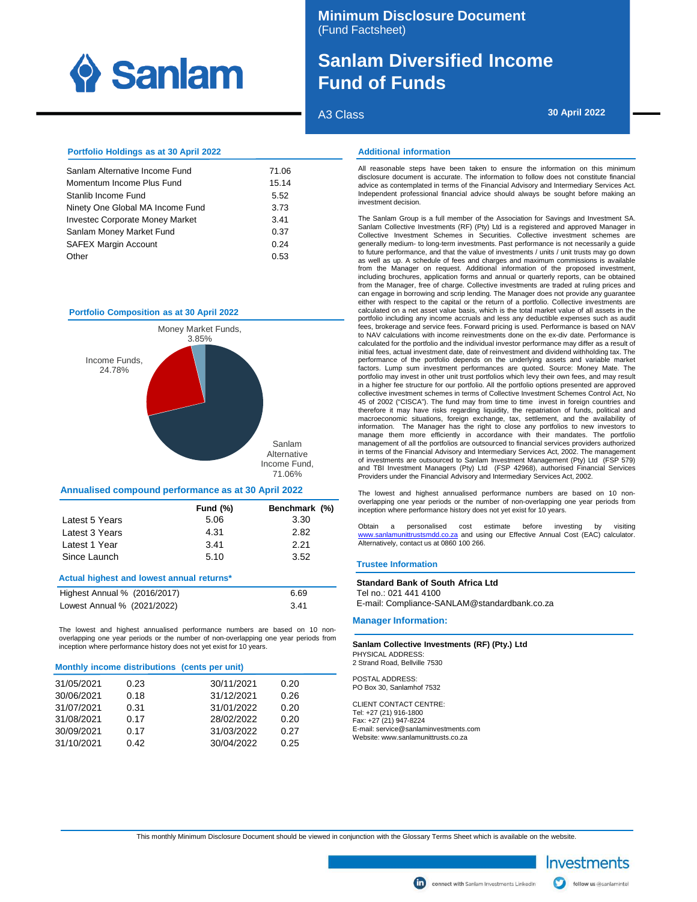# Minimum Disclosure Document
(Fund Factsheet)

# Sanlam Diversified Income Fund of Funds

A3 Class

**30 April 2022**

## Portfolio Holdings as at 30 April 2022

| | |
|---|---|
| Sanlam Alternative Income Fund | 71.06 |
| Momentum Income Plus Fund | 15.14 |
| Stanlib Income Fund | 5.52 |
| Ninety One Global MA Income Fund | 3.73 |
| Investec Corporate Money Market | 3.41 |
| Sanlam Money Market Fund | 0.37 |
| SAFEX Margin Account | 0.24 |
| Other | 0.53 |

## Portfolio Composition as at 30 April 2022

Money Market Funds, 3.85%

Income Funds, 24.78%

Sanlam Alternative Income Fund, 71.06%

## Annualised compound performance as at 30 April 2022

| | Fund (%) | Benchmark (%) |
|---|---|---|
| Latest 5 Years | 5.06 | 3.30 |
| Latest 3 Years | 4.31 | 2.82 |
| Latest 1 Year | 3.41 | 2.21 |
| Since Launch | 5.10 | 3.52 |

## Actual highest and lowest annual returns*

| | |
|---|---|
| Highest Annual % (2016/2017) | 6.69 |
| Lowest Annual % (2021/2022) | 3.41 |

The lowest and highest annualised performance numbers are based on 10 non-overlapping one year periods or the number of non-overlapping one year periods from inception where performance history does not yet exist for 10 years.

## Monthly income distributions (cents per unit)

| | | | |
|---|---|---|---|
| 31/05/2021 | 0.23 | 30/11/2021 | 0.20 |
| 30/06/2021 | 0.18 | 31/12/2021 | 0.26 |
| 31/07/2021 | 0.31 | 31/01/2022 | 0.20 |
| 31/08/2021 | 0.17 | 28/02/2022 | 0.20 |
| 30/09/2021 | 0.17 | 31/03/2022 | 0.27 |
| 31/10/2021 | 0.42 | 30/04/2022 | 0.25 |

## Additional information

All reasonable steps have been taken to ensure the information on this minimum disclosure document is accurate. The information to follow does not constitute financial advice as contemplated in terms of the Financial Advisory and Intermediary Services Act. Independent professional financial advice should always be sought before making an investment decision.

The Sanlam Group is a full member of the Association for Savings and Investment SA. Sanlam Collective Investments (RF) (Pty) Ltd is a registered and approved Manager in Collective Investment Schemes in Securities. Collective investment schemes are generally medium- to long-term investments. Past performance is not necessarily a guide to future performance, and that the value of investments / units / unit trusts may go down as well as up. A schedule of fees and charges and maximum commissions is available from the Manager on request. Additional information of the proposed investment, including brochures, application forms and annual or quarterly reports, can be obtained from the Manager, free of charge. Collective investments are traded at ruling prices and can engage in borrowing and scrip lending. The Manager does not provide any guarantee either with respect to the capital or the return of a portfolio. Collective investments are calculated on a net asset value basis, which is the total market value of all assets in the portfolio including any income accruals and less any deductible expenses such as audit fees, brokerage and service fees. Forward pricing is used. Performance is based on NAV to NAV calculations with income reinvestments done on the ex-div date. Performance is calculated for the portfolio and the individual investor performance may differ as a result of initial fees, actual investment date, date of reinvestment and dividend withholding tax. The performance of the portfolio depends on the underlying assets and variable market factors. Lump sum investment performances are quoted. Source: Money Mate. The portfolio may invest in other unit trust portfolios which levy their own fees, and may result in a higher fee structure for our portfolio. All the portfolio options presented are approved collective investment schemes in terms of Collective Investment Schemes Control Act, No 45 of 2002 ("CISCA"). The fund may from time to time invest in foreign countries and therefore it may have risks regarding liquidity, the repatriation of funds, political and macroeconomic situations, foreign exchange, tax, settlement, and the availability of information. The Manager has the right to close any portfolios to new investors to manage them more efficiently in accordance with their mandates. The portfolio management of all the portfolios are outsourced to financial services providers authorized in terms of the Financial Advisory and Intermediary Services Act, 2002. The management of investments are outsourced to Sanlam Investment Management (Pty) Ltd (FSP 579) and TBI Investment Managers (Pty) Ltd (FSP 42968), authorised Financial Services Providers under the Financial Advisory and Intermediary Services Act, 2002.

The lowest and highest annualised performance numbers are based on 10 non-overlapping one year periods or the number of non-overlapping one year periods from inception where performance history does not yet exist for 10 years.

Obtain a personalised cost estimate before investing by visiting www.sanlamunittrustsmdd.co.za and using our Effective Annual Cost (EAC) calculator. Alternatively, contact us at 0860 100 266.

## Trustee Information

**Standard Bank of South Africa Ltd**
Tel no.: 021 441 4100
E-mail: Compliance-SANLAM@standardbank.co.za

## Manager Information:

**Sanlam Collective Investments (RF) (Pty.) Ltd**
PHYSICAL ADDRESS:
2 Strand Road, Bellville 7530

POSTAL ADDRESS:
PO Box 30, Sanlamhof 7532

CLIENT CONTACT CENTRE:
Tel: +27 (21) 916-1800
Fax: +27 (21) 947-8224
E-mail: service@sanlaminvestments.com
Website: www.sanlamunittrusts.co.za

This monthly Minimum Disclosure Document should be viewed in conjunction with the Glossary Terms Sheet which is available on the website.

Investments

connect with Sanlam Investments LinkedIn   follow us @sanlamintel